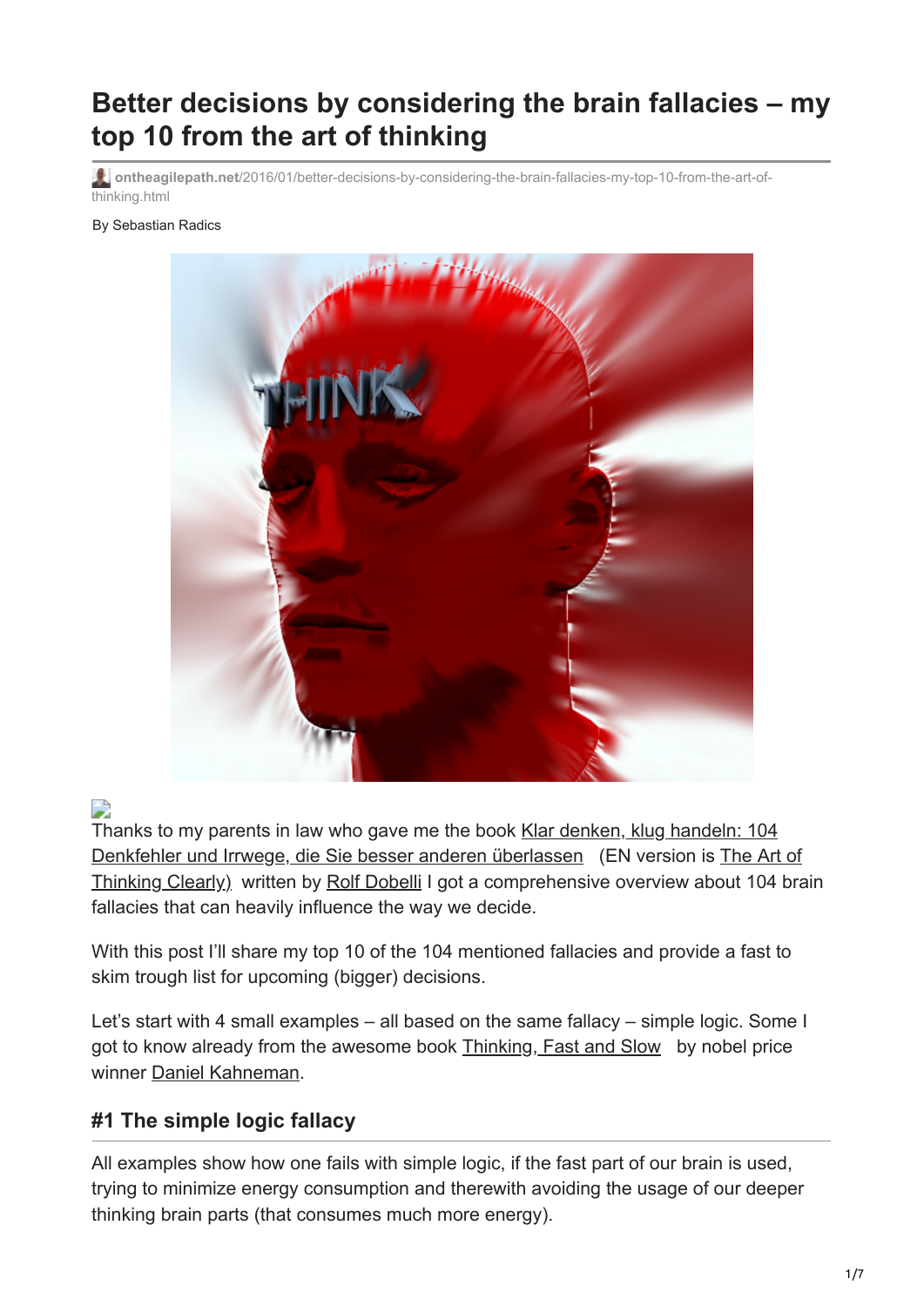# Better decisions by considering the brain fallacies – my top 10 from the art of thinking

ontheagilepath.net/2016/01/better-decisions-by-considering-the-brain-fallacies-my-top-10-from-the-art-of-thinking.html

By Sebastian Radics

Thanks to my parents in law who gave me the book Klar denken, klug handeln: 104 Denkfehler und Irrwege, die Sie besser anderen überlassen (EN version is The Art of Thinking Clearly) written by Rolf Dobelli I got a comprehensive overview about 104 brain fallacies that can heavily influence the way we decide.

With this post I'll share my top 10 of the 104 mentioned fallacies and provide a fast to skim trough list for upcoming (bigger) decisions.

Let's start with 4 small examples – all based on the same fallacy – simple logic. Some I got to know already from the awesome book Thinking, Fast and Slow by nobel price winner Daniel Kahneman.

## #1 The simple logic fallacy

All examples show how one fails with simple logic, if the fast part of our brain is used, trying to minimize energy consumption and therewith avoiding the usage of our deeper thinking brain parts (that consumes much more energy).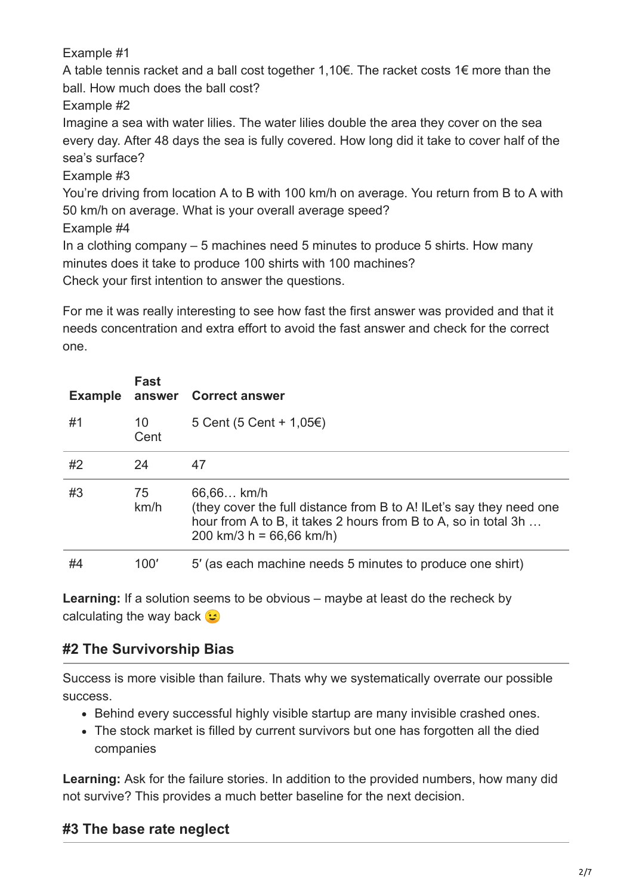Example #1
A table tennis racket and a ball cost together 1,10€. The racket costs 1€ more than the ball. How much does the ball cost?
Example #2
Imagine a sea with water lilies. The water lilies double the area they cover on the sea every day. After 48 days the sea is fully covered. How long did it take to cover half of the sea's surface?
Example #3
You're driving from location A to B with 100 km/h on average. You return from B to A with 50 km/h on average. What is your overall average speed?
Example #4
In a clothing company – 5 machines need 5 minutes to produce 5 shirts. How many minutes does it take to produce 100 shirts with 100 machines?
Check your first intention to answer the questions.

For me it was really interesting to see how fast the first answer was provided and that it needs concentration and extra effort to avoid the fast answer and check for the correct one.

| Example | Fast answer | Correct answer |
|---|---|---|
| #1 | 10 Cent | 5 Cent (5 Cent + 1,05€) |
| #2 | 24 | 47 |
| #3 | 75 km/h | 66,66… km/h (they cover the full distance from B to A! lLet's say they need one hour from A to B, it takes 2 hours from B to A, so in total 3h … 200 km/3 h = 66,66 km/h) |
| #4 | 100′ | 5′ (as each machine needs 5 minutes to produce one shirt) |

**Learning:** If a solution seems to be obvious – maybe at least do the recheck by calculating the way back 😉

## #2 The Survivorship Bias

Success is more visible than failure. Thats why we systematically overrate our possible success.

- Behind every successful highly visible startup are many invisible crashed ones.
- The stock market is filled by current survivors but one has forgotten all the died companies

**Learning:** Ask for the failure stories. In addition to the provided numbers, how many did not survive? This provides a much better baseline for the next decision.

## #3 The base rate neglect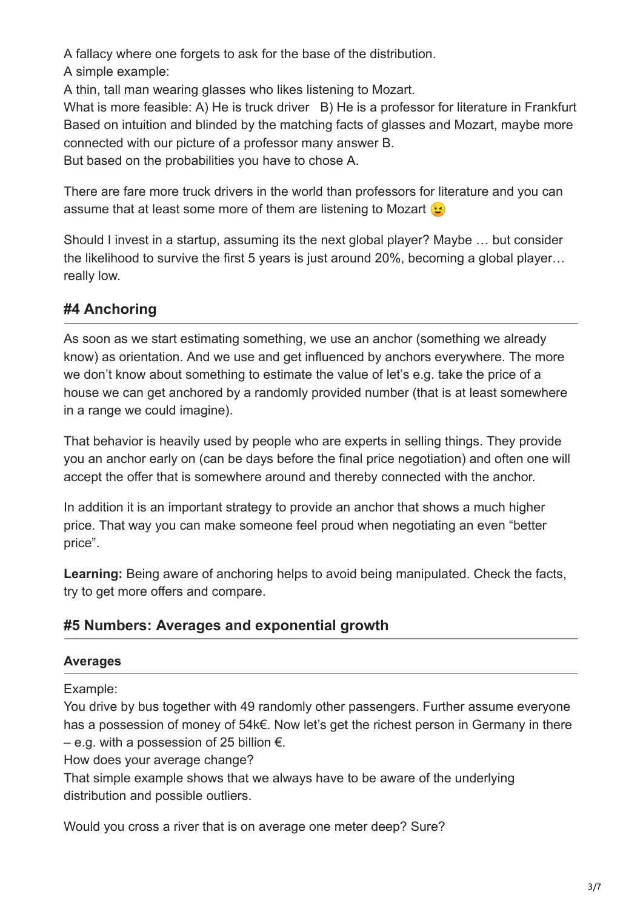A fallacy where one forgets to ask for the base of the distribution.
A simple example:
A thin, tall man wearing glasses who likes listening to Mozart.
What is more feasible: A) He is truck driver   B) He is a professor for literature in Frankfurt
Based on intuition and blinded by the matching facts of glasses and Mozart, maybe more connected with our picture of a professor many answer B.
But based on the probabilities you have to chose A.

There are fare more truck drivers in the world than professors for literature and you can assume that at least some more of them are listening to Mozart 😉

Should I invest in a startup, assuming its the next global player? Maybe … but consider the likelihood to survive the first 5 years is just around 20%, becoming a global player… really low.

## #4 Anchoring

As soon as we start estimating something, we use an anchor (something we already know) as orientation. And we use and get influenced by anchors everywhere. The more we don't know about something to estimate the value of let's e.g. take the price of a house we can get anchored by a randomly provided number (that is at least somewhere in a range we could imagine).

That behavior is heavily used by people who are experts in selling things. They provide you an anchor early on (can be days before the final price negotiation) and often one will accept the offer that is somewhere around and thereby connected with the anchor.

In addition it is an important strategy to provide an anchor that shows a much higher price. That way you can make someone feel proud when negotiating an even "better price".

**Learning:** Being aware of anchoring helps to avoid being manipulated. Check the facts, try to get more offers and compare.

## #5 Numbers: Averages and exponential growth

### Averages

Example:
You drive by bus together with 49 randomly other passengers. Further assume everyone has a possession of money of 54k€. Now let's get the richest person in Germany in there – e.g. with a possession of 25 billion €.
How does your average change?
That simple example shows that we always have to be aware of the underlying distribution and possible outliers.

Would you cross a river that is on average one meter deep? Sure?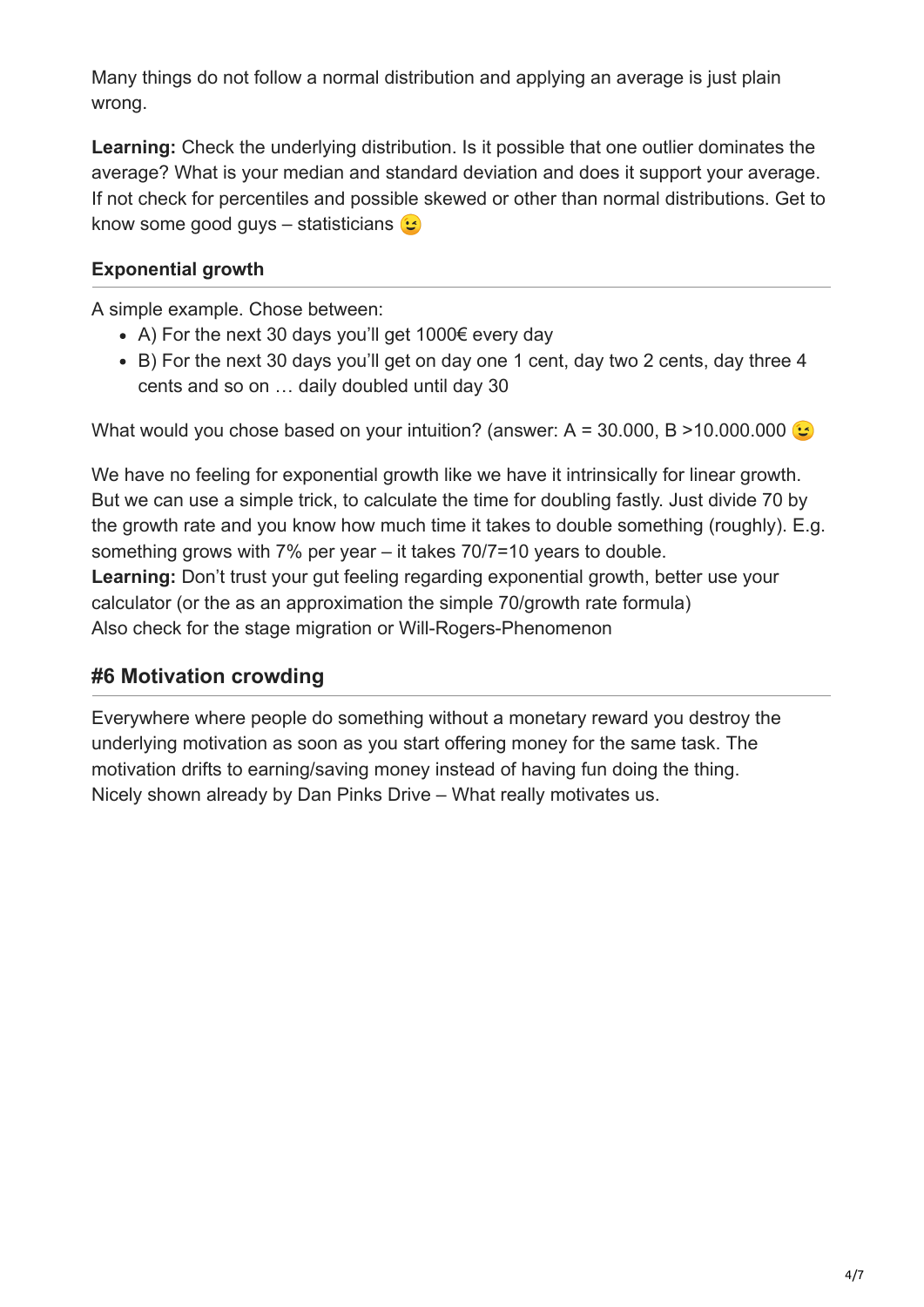Many things do not follow a normal distribution and applying an average is just plain wrong.

**Learning:** Check the underlying distribution. Is it possible that one outlier dominates the average? What is your median and standard deviation and does it support your average. If not check for percentiles and possible skewed or other than normal distributions. Get to know some good guys – statisticians 😉

### Exponential growth

A simple example. Chose between:

- A) For the next 30 days you'll get 1000€ every day
- B) For the next 30 days you'll get on day one 1 cent, day two 2 cents, day three 4 cents and so on … daily doubled until day 30

What would you chose based on your intuition? (answer: A = 30.000, B >10.000.000 😉

We have no feeling for exponential growth like we have it intrinsically for linear growth. But we can use a simple trick, to calculate the time for doubling fastly. Just divide 70 by the growth rate and you know how much time it takes to double something (roughly). E.g. something grows with 7% per year – it takes 70/7=10 years to double.
**Learning:** Don't trust your gut feeling regarding exponential growth, better use your calculator (or the as an approximation the simple 70/growth rate formula)
Also check for the stage migration or Will-Rogers-Phenomenon

## #6 Motivation crowding

Everywhere where people do something without a monetary reward you destroy the underlying motivation as soon as you start offering money for the same task. The motivation drifts to earning/saving money instead of having fun doing the thing.
Nicely shown already by Dan Pinks Drive – What really motivates us.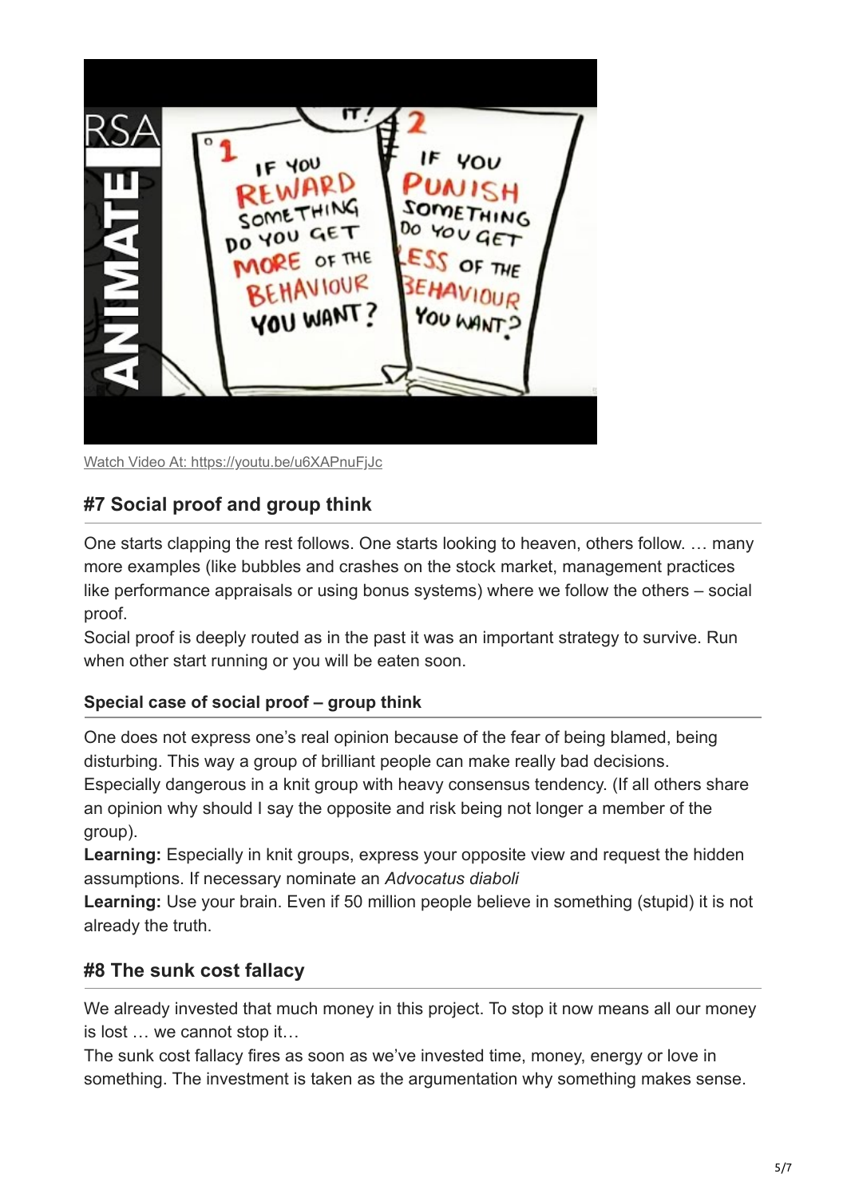Watch Video At: https://youtu.be/u6XAPnuFjJc

## #7 Social proof and group think

One starts clapping the rest follows. One starts looking to heaven, others follow. … many more examples (like bubbles and crashes on the stock market, management practices like performance appraisals or using bonus systems) where we follow the others – social proof.

Social proof is deeply routed as in the past it was an important strategy to survive. Run when other start running or you will be eaten soon.

### Special case of social proof – group think

One does not express one's real opinion because of the fear of being blamed, being disturbing. This way a group of brilliant people can make really bad decisions. Especially dangerous in a knit group with heavy consensus tendency. (If all others share an opinion why should I say the opposite and risk being not longer a member of the group).

**Learning:** Especially in knit groups, express your opposite view and request the hidden assumptions. If necessary nominate an *Advocatus diaboli*

**Learning:** Use your brain. Even if 50 million people believe in something (stupid) it is not already the truth.

## #8 The sunk cost fallacy

We already invested that much money in this project. To stop it now means all our money is lost … we cannot stop it…

The sunk cost fallacy fires as soon as we've invested time, money, energy or love in something. The investment is taken as the argumentation why something makes sense.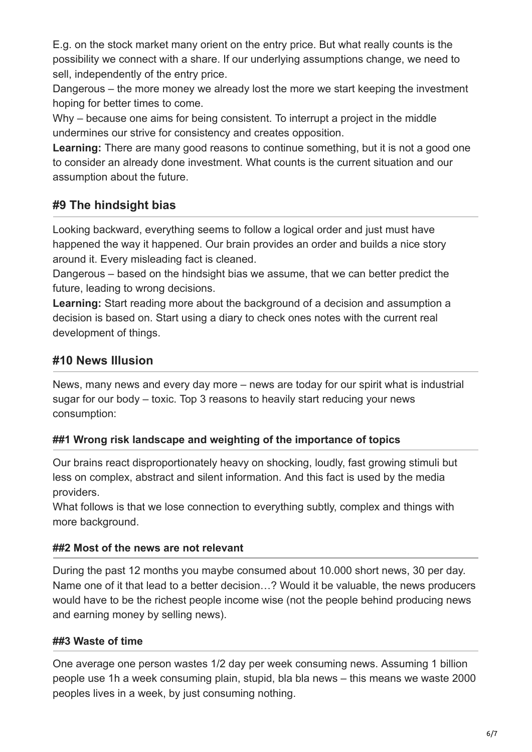E.g. on the stock market many orient on the entry price. But what really counts is the possibility we connect with a share. If our underlying assumptions change, we need to sell, independently of the entry price.

Dangerous – the more money we already lost the more we start keeping the investment hoping for better times to come.

Why – because one aims for being consistent. To interrupt a project in the middle undermines our strive for consistency and creates opposition.

**Learning:** There are many good reasons to continue something, but it is not a good one to consider an already done investment. What counts is the current situation and our assumption about the future.

## #9 The hindsight bias

Looking backward, everything seems to follow a logical order and just must have happened the way it happened. Our brain provides an order and builds a nice story around it. Every misleading fact is cleaned.

Dangerous – based on the hindsight bias we assume, that we can better predict the future, leading to wrong decisions.

**Learning:** Start reading more about the background of a decision and assumption a decision is based on. Start using a diary to check ones notes with the current real development of things.

## #10 News Illusion

News, many news and every day more – news are today for our spirit what is industrial sugar for our body – toxic. Top 3 reasons to heavily start reducing your news consumption:

### ##1 Wrong risk landscape and weighting of the importance of topics

Our brains react disproportionately heavy on shocking, loudly, fast growing stimuli but less on complex, abstract and silent information. And this fact is used by the media providers.

What follows is that we lose connection to everything subtly, complex and things with more background.

### ##2 Most of the news are not relevant

During the past 12 months you maybe consumed about 10.000 short news, 30 per day. Name one of it that lead to a better decision…? Would it be valuable, the news producers would have to be the richest people income wise (not the people behind producing news and earning money by selling news).

### ##3 Waste of time

One average one person wastes 1/2 day per week consuming news. Assuming 1 billion people use 1h a week consuming plain, stupid, bla bla news – this means we waste 2000 peoples lives in a week, by just consuming nothing.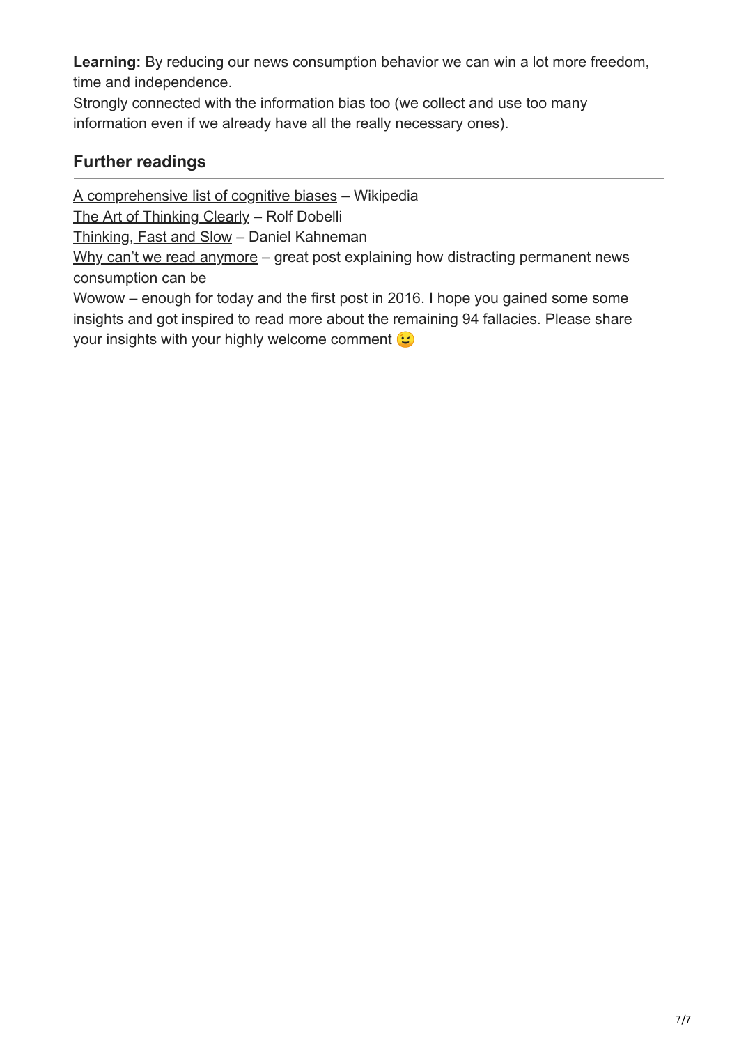**Learning:** By reducing our news consumption behavior we can win a lot more freedom, time and independence.
Strongly connected with the information bias too (we collect and use too many information even if we already have all the really necessary ones).

## Further readings

A comprehensive list of cognitive biases – Wikipedia
The Art of Thinking Clearly – Rolf Dobelli
Thinking, Fast and Slow – Daniel Kahneman
Why can't we read anymore – great post explaining how distracting permanent news consumption can be
Wowow – enough for today and the first post in 2016. I hope you gained some some insights and got inspired to read more about the remaining 94 fallacies. Please share your insights with your highly welcome comment 😉